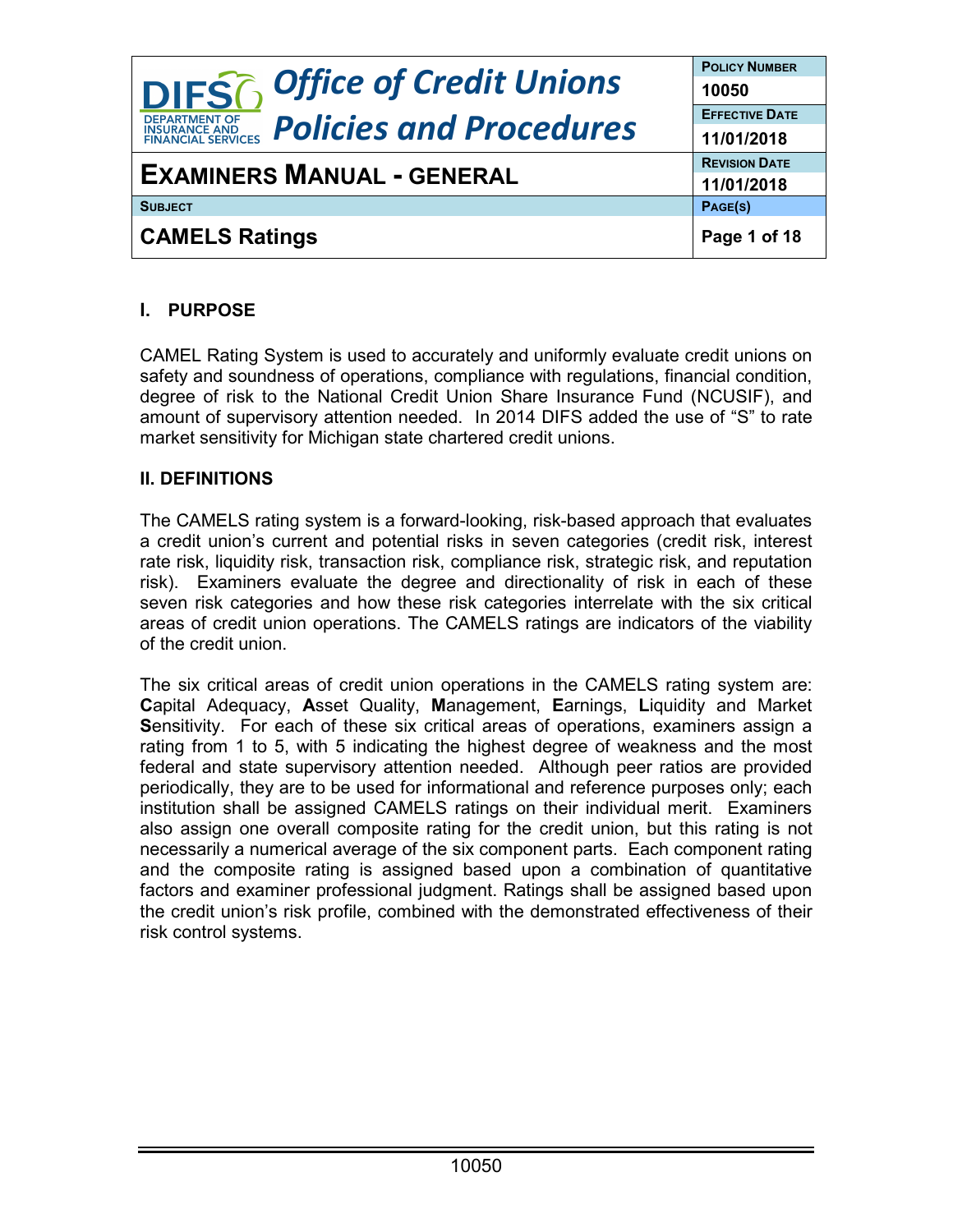# Office of Credit Unions Policies and Procedures

| POLICY NUMBER | EFFECTIVE DATE | REVISION DATE |
|---|---|---|
| 10050 | 11/01/2018 | 11/01/2018 |

## EXAMINERS MANUAL - GENERAL

**SUBJECT**

## CAMELS Ratings

### I. PURPOSE

CAMEL Rating System is used to accurately and uniformly evaluate credit unions on safety and soundness of operations, compliance with regulations, financial condition, degree of risk to the National Credit Union Share Insurance Fund (NCUSIF), and amount of supervisory attention needed. In 2014 DIFS added the use of "S" to rate market sensitivity for Michigan state chartered credit unions.

### II. DEFINITIONS

The CAMELS rating system is a forward-looking, risk-based approach that evaluates a credit union's current and potential risks in seven categories (credit risk, interest rate risk, liquidity risk, transaction risk, compliance risk, strategic risk, and reputation risk). Examiners evaluate the degree and directionality of risk in each of these seven risk categories and how these risk categories interrelate with the six critical areas of credit union operations. The CAMELS ratings are indicators of the viability of the credit union.

The six critical areas of credit union operations in the CAMELS rating system are: **C**apital Adequacy, **A**sset Quality, **M**anagement, **E**arnings, **L**iquidity and Market **S**ensitivity. For each of these six critical areas of operations, examiners assign a rating from 1 to 5, with 5 indicating the highest degree of weakness and the most federal and state supervisory attention needed. Although peer ratios are provided periodically, they are to be used for informational and reference purposes only; each institution shall be assigned CAMELS ratings on their individual merit. Examiners also assign one overall composite rating for the credit union, but this rating is not necessarily a numerical average of the six component parts. Each component rating and the composite rating is assigned based upon a combination of quantitative factors and examiner professional judgment. Ratings shall be assigned based upon the credit union's risk profile, combined with the demonstrated effectiveness of their risk control systems.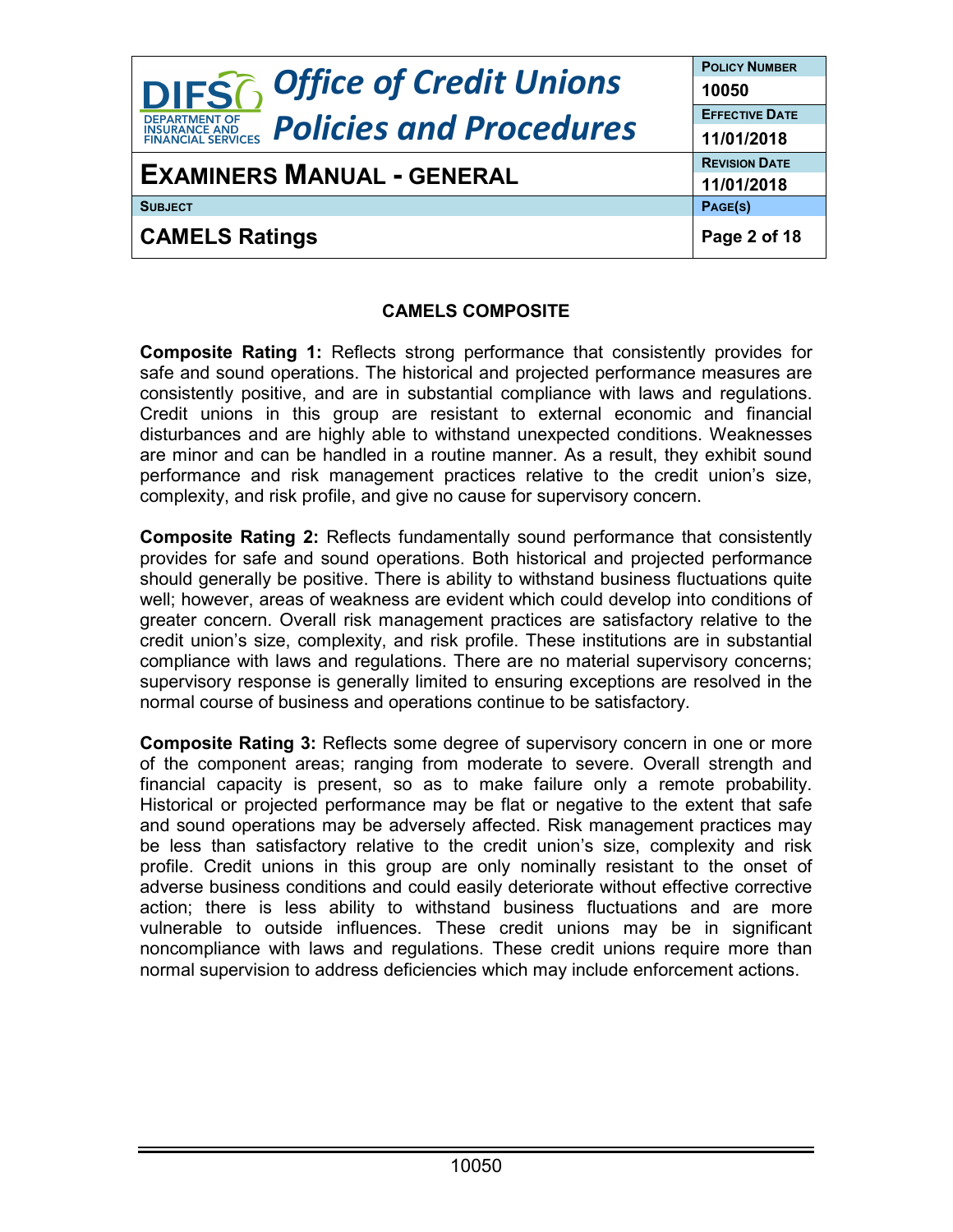## CAMELS COMPOSITE

**Composite Rating 1:** Reflects strong performance that consistently provides for safe and sound operations. The historical and projected performance measures are consistently positive, and are in substantial compliance with laws and regulations. Credit unions in this group are resistant to external economic and financial disturbances and are highly able to withstand unexpected conditions. Weaknesses are minor and can be handled in a routine manner. As a result, they exhibit sound performance and risk management practices relative to the credit union's size, complexity, and risk profile, and give no cause for supervisory concern.

**Composite Rating 2:** Reflects fundamentally sound performance that consistently provides for safe and sound operations. Both historical and projected performance should generally be positive. There is ability to withstand business fluctuations quite well; however, areas of weakness are evident which could develop into conditions of greater concern. Overall risk management practices are satisfactory relative to the credit union's size, complexity, and risk profile. These institutions are in substantial compliance with laws and regulations. There are no material supervisory concerns; supervisory response is generally limited to ensuring exceptions are resolved in the normal course of business and operations continue to be satisfactory.

**Composite Rating 3:** Reflects some degree of supervisory concern in one or more of the component areas; ranging from moderate to severe. Overall strength and financial capacity is present, so as to make failure only a remote probability. Historical or projected performance may be flat or negative to the extent that safe and sound operations may be adversely affected. Risk management practices may be less than satisfactory relative to the credit union's size, complexity and risk profile. Credit unions in this group are only nominally resistant to the onset of adverse business conditions and could easily deteriorate without effective corrective action; there is less ability to withstand business fluctuations and are more vulnerable to outside influences. These credit unions may be in significant noncompliance with laws and regulations. These credit unions require more than normal supervision to address deficiencies which may include enforcement actions.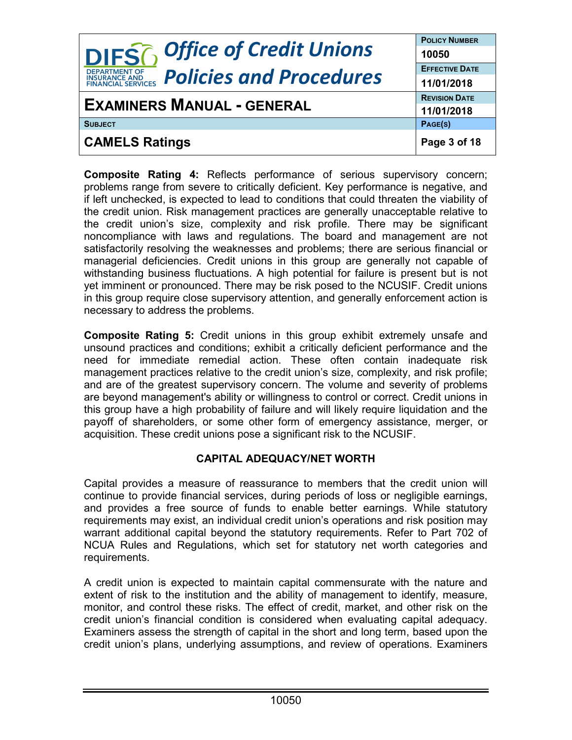**Composite Rating 4:** Reflects performance of serious supervisory concern; problems range from severe to critically deficient. Key performance is negative, and if left unchecked, is expected to lead to conditions that could threaten the viability of the credit union. Risk management practices are generally unacceptable relative to the credit union's size, complexity and risk profile. There may be significant noncompliance with laws and regulations. The board and management are not satisfactorily resolving the weaknesses and problems; there are serious financial or managerial deficiencies. Credit unions in this group are generally not capable of withstanding business fluctuations. A high potential for failure is present but is not yet imminent or pronounced. There may be risk posed to the NCUSIF. Credit unions in this group require close supervisory attention, and generally enforcement action is necessary to address the problems.

**Composite Rating 5:** Credit unions in this group exhibit extremely unsafe and unsound practices and conditions; exhibit a critically deficient performance and the need for immediate remedial action. These often contain inadequate risk management practices relative to the credit union's size, complexity, and risk profile; and are of the greatest supervisory concern. The volume and severity of problems are beyond management's ability or willingness to control or correct. Credit unions in this group have a high probability of failure and will likely require liquidation and the payoff of shareholders, or some other form of emergency assistance, merger, or acquisition. These credit unions pose a significant risk to the NCUSIF.

## CAPITAL ADEQUACY/NET WORTH

Capital provides a measure of reassurance to members that the credit union will continue to provide financial services, during periods of loss or negligible earnings, and provides a free source of funds to enable better earnings. While statutory requirements may exist, an individual credit union's operations and risk position may warrant additional capital beyond the statutory requirements. Refer to Part 702 of NCUA Rules and Regulations, which set for statutory net worth categories and requirements.

A credit union is expected to maintain capital commensurate with the nature and extent of risk to the institution and the ability of management to identify, measure, monitor, and control these risks. The effect of credit, market, and other risk on the credit union's financial condition is considered when evaluating capital adequacy. Examiners assess the strength of capital in the short and long term, based upon the credit union's plans, underlying assumptions, and review of operations. Examiners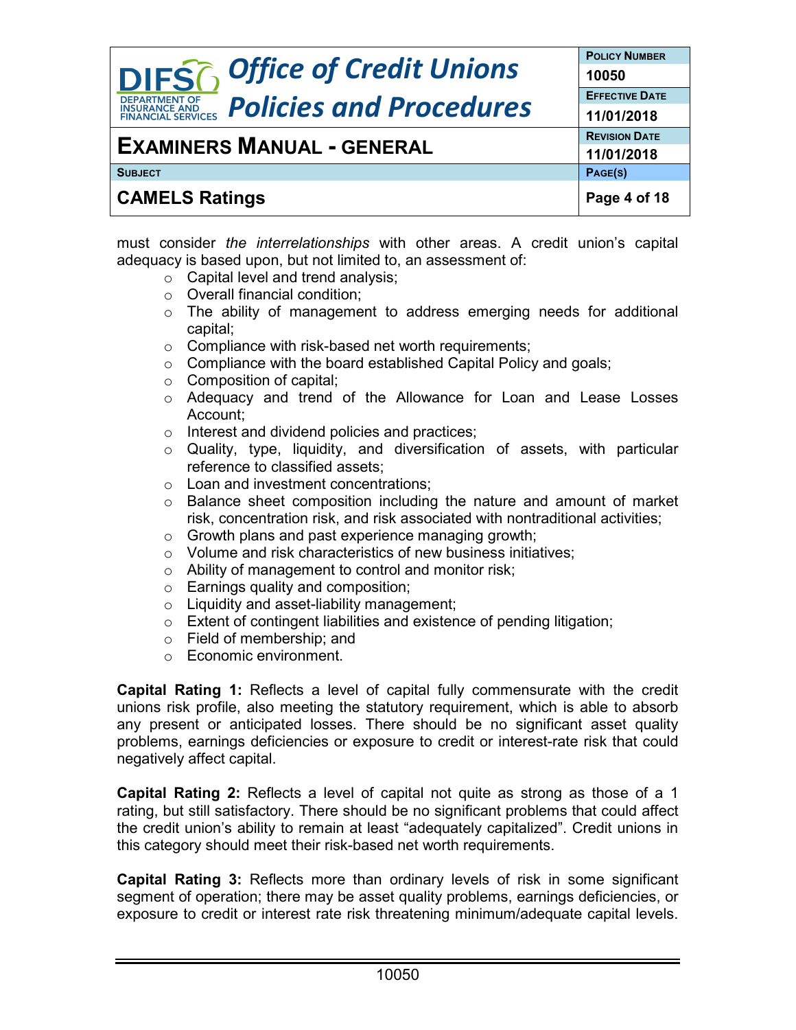must consider *the interrelationships* with other areas. A credit union's capital adequacy is based upon, but not limited to, an assessment of:

- Capital level and trend analysis;
- Overall financial condition;
- The ability of management to address emerging needs for additional capital;
- Compliance with risk-based net worth requirements;
- Compliance with the board established Capital Policy and goals;
- Composition of capital;
- Adequacy and trend of the Allowance for Loan and Lease Losses Account;
- Interest and dividend policies and practices;
- Quality, type, liquidity, and diversification of assets, with particular reference to classified assets;
- Loan and investment concentrations;
- Balance sheet composition including the nature and amount of market risk, concentration risk, and risk associated with nontraditional activities;
- Growth plans and past experience managing growth;
- Volume and risk characteristics of new business initiatives;
- Ability of management to control and monitor risk;
- Earnings quality and composition;
- Liquidity and asset-liability management;
- Extent of contingent liabilities and existence of pending litigation;
- Field of membership; and
- Economic environment.

**Capital Rating 1:** Reflects a level of capital fully commensurate with the credit unions risk profile, also meeting the statutory requirement, which is able to absorb any present or anticipated losses. There should be no significant asset quality problems, earnings deficiencies or exposure to credit or interest-rate risk that could negatively affect capital.

**Capital Rating 2:** Reflects a level of capital not quite as strong as those of a 1 rating, but still satisfactory. There should be no significant problems that could affect the credit union's ability to remain at least "adequately capitalized". Credit unions in this category should meet their risk-based net worth requirements.

**Capital Rating 3:** Reflects more than ordinary levels of risk in some significant segment of operation; there may be asset quality problems, earnings deficiencies, or exposure to credit or interest rate risk threatening minimum/adequate capital levels.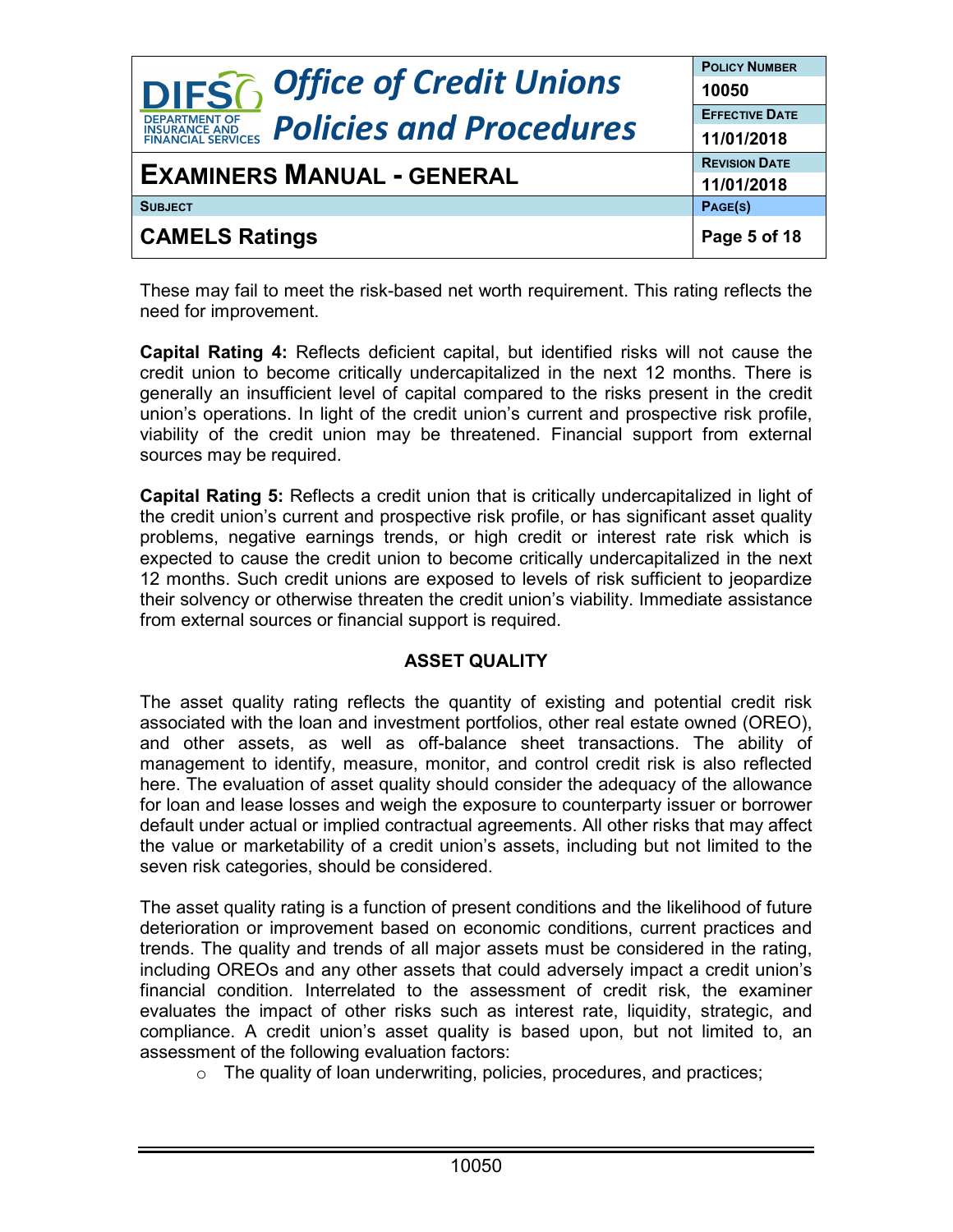These may fail to meet the risk-based net worth requirement. This rating reflects the need for improvement.

**Capital Rating 4:** Reflects deficient capital, but identified risks will not cause the credit union to become critically undercapitalized in the next 12 months. There is generally an insufficient level of capital compared to the risks present in the credit union's operations. In light of the credit union's current and prospective risk profile, viability of the credit union may be threatened. Financial support from external sources may be required.

**Capital Rating 5:** Reflects a credit union that is critically undercapitalized in light of the credit union's current and prospective risk profile, or has significant asset quality problems, negative earnings trends, or high credit or interest rate risk which is expected to cause the credit union to become critically undercapitalized in the next 12 months. Such credit unions are exposed to levels of risk sufficient to jeopardize their solvency or otherwise threaten the credit union's viability. Immediate assistance from external sources or financial support is required.

## ASSET QUALITY

The asset quality rating reflects the quantity of existing and potential credit risk associated with the loan and investment portfolios, other real estate owned (OREO), and other assets, as well as off-balance sheet transactions. The ability of management to identify, measure, monitor, and control credit risk is also reflected here. The evaluation of asset quality should consider the adequacy of the allowance for loan and lease losses and weigh the exposure to counterparty issuer or borrower default under actual or implied contractual agreements. All other risks that may affect the value or marketability of a credit union's assets, including but not limited to the seven risk categories, should be considered.

The asset quality rating is a function of present conditions and the likelihood of future deterioration or improvement based on economic conditions, current practices and trends. The quality and trends of all major assets must be considered in the rating, including OREOs and any other assets that could adversely impact a credit union's financial condition. Interrelated to the assessment of credit risk, the examiner evaluates the impact of other risks such as interest rate, liquidity, strategic, and compliance. A credit union's asset quality is based upon, but not limited to, an assessment of the following evaluation factors:

- The quality of loan underwriting, policies, procedures, and practices;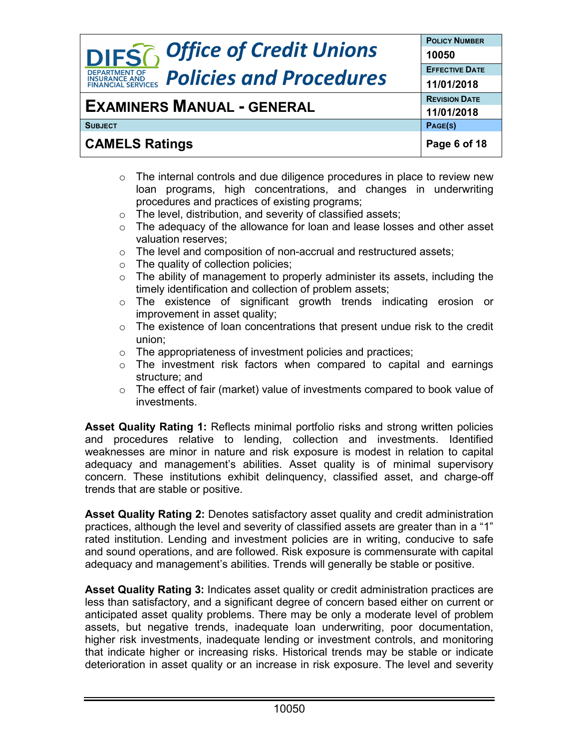- The internal controls and due diligence procedures in place to review new loan programs, high concentrations, and changes in underwriting procedures and practices of existing programs;
- The level, distribution, and severity of classified assets;
- The adequacy of the allowance for loan and lease losses and other asset valuation reserves;
- The level and composition of non-accrual and restructured assets;
- The quality of collection policies;
- The ability of management to properly administer its assets, including the timely identification and collection of problem assets;
- The existence of significant growth trends indicating erosion or improvement in asset quality;
- The existence of loan concentrations that present undue risk to the credit union;
- The appropriateness of investment policies and practices;
- The investment risk factors when compared to capital and earnings structure; and
- The effect of fair (market) value of investments compared to book value of investments.

**Asset Quality Rating 1:** Reflects minimal portfolio risks and strong written policies and procedures relative to lending, collection and investments. Identified weaknesses are minor in nature and risk exposure is modest in relation to capital adequacy and management's abilities. Asset quality is of minimal supervisory concern. These institutions exhibit delinquency, classified asset, and charge-off trends that are stable or positive.

**Asset Quality Rating 2:** Denotes satisfactory asset quality and credit administration practices, although the level and severity of classified assets are greater than in a "1" rated institution. Lending and investment policies are in writing, conducive to safe and sound operations, and are followed. Risk exposure is commensurate with capital adequacy and management's abilities. Trends will generally be stable or positive.

**Asset Quality Rating 3:** Indicates asset quality or credit administration practices are less than satisfactory, and a significant degree of concern based either on current or anticipated asset quality problems. There may be only a moderate level of problem assets, but negative trends, inadequate loan underwriting, poor documentation, higher risk investments, inadequate lending or investment controls, and monitoring that indicate higher or increasing risks. Historical trends may be stable or indicate deterioration in asset quality or an increase in risk exposure. The level and severity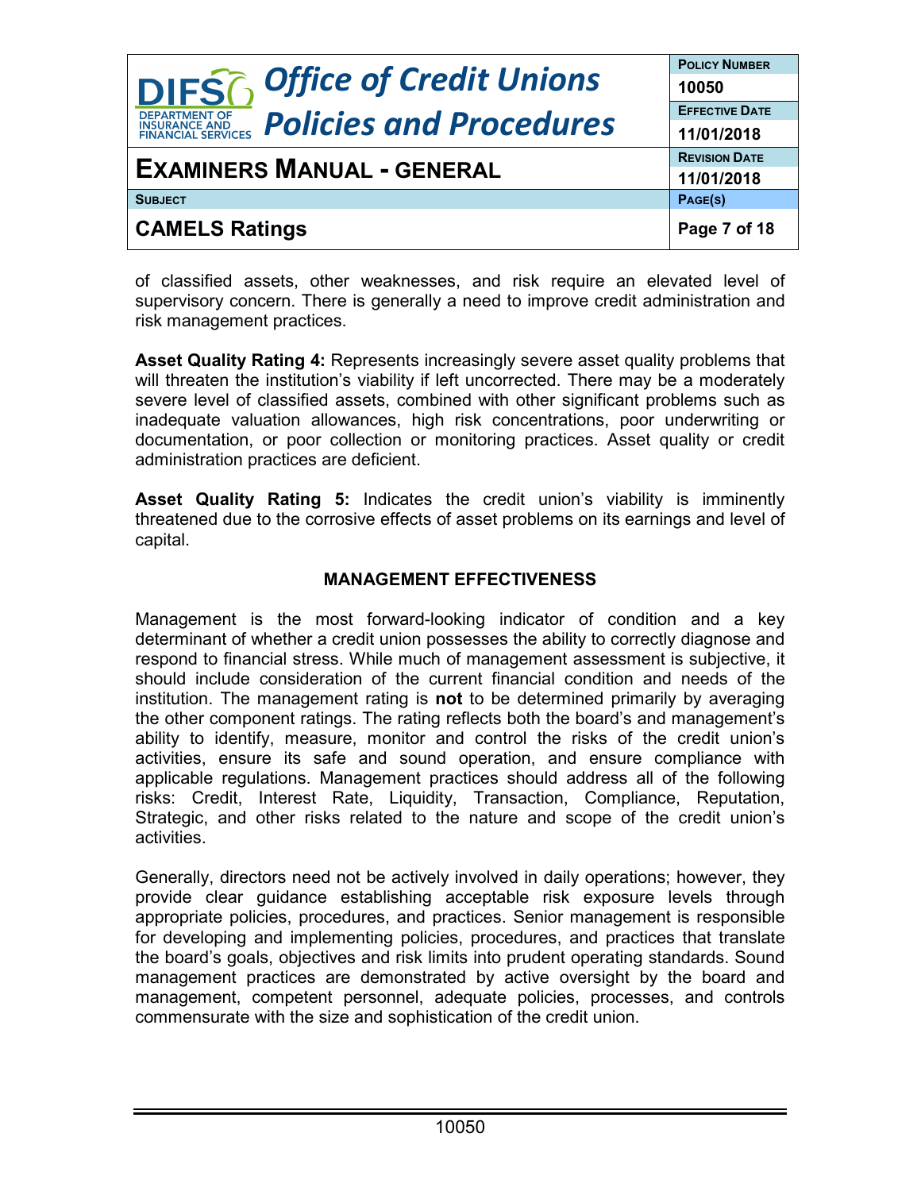of classified assets, other weaknesses, and risk require an elevated level of supervisory concern. There is generally a need to improve credit administration and risk management practices.

**Asset Quality Rating 4:** Represents increasingly severe asset quality problems that will threaten the institution's viability if left uncorrected. There may be a moderately severe level of classified assets, combined with other significant problems such as inadequate valuation allowances, high risk concentrations, poor underwriting or documentation, or poor collection or monitoring practices. Asset quality or credit administration practices are deficient.

**Asset Quality Rating 5:** Indicates the credit union's viability is imminently threatened due to the corrosive effects of asset problems on its earnings and level of capital.

## MANAGEMENT EFFECTIVENESS

Management is the most forward-looking indicator of condition and a key determinant of whether a credit union possesses the ability to correctly diagnose and respond to financial stress. While much of management assessment is subjective, it should include consideration of the current financial condition and needs of the institution. The management rating is **not** to be determined primarily by averaging the other component ratings. The rating reflects both the board's and management's ability to identify, measure, monitor and control the risks of the credit union's activities, ensure its safe and sound operation, and ensure compliance with applicable regulations. Management practices should address all of the following risks: Credit, Interest Rate, Liquidity, Transaction, Compliance, Reputation, Strategic, and other risks related to the nature and scope of the credit union's activities.

Generally, directors need not be actively involved in daily operations; however, they provide clear guidance establishing acceptable risk exposure levels through appropriate policies, procedures, and practices. Senior management is responsible for developing and implementing policies, procedures, and practices that translate the board's goals, objectives and risk limits into prudent operating standards. Sound management practices are demonstrated by active oversight by the board and management, competent personnel, adequate policies, processes, and controls commensurate with the size and sophistication of the credit union.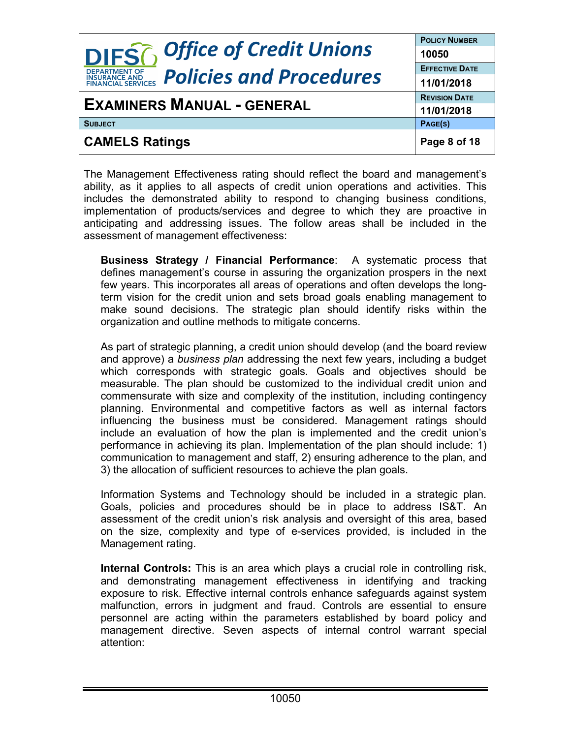The Management Effectiveness rating should reflect the board and management's ability, as it applies to all aspects of credit union operations and activities. This includes the demonstrated ability to respond to changing business conditions, implementation of products/services and degree to which they are proactive in anticipating and addressing issues. The follow areas shall be included in the assessment of management effectiveness:

**Business Strategy / Financial Performance**: A systematic process that defines management's course in assuring the organization prospers in the next few years. This incorporates all areas of operations and often develops the long-term vision for the credit union and sets broad goals enabling management to make sound decisions. The strategic plan should identify risks within the organization and outline methods to mitigate concerns.

As part of strategic planning, a credit union should develop (and the board review and approve) a *business plan* addressing the next few years, including a budget which corresponds with strategic goals. Goals and objectives should be measurable. The plan should be customized to the individual credit union and commensurate with size and complexity of the institution, including contingency planning. Environmental and competitive factors as well as internal factors influencing the business must be considered. Management ratings should include an evaluation of how the plan is implemented and the credit union's performance in achieving its plan. Implementation of the plan should include: 1) communication to management and staff, 2) ensuring adherence to the plan, and 3) the allocation of sufficient resources to achieve the plan goals.

Information Systems and Technology should be included in a strategic plan. Goals, policies and procedures should be in place to address IS&T. An assessment of the credit union's risk analysis and oversight of this area, based on the size, complexity and type of e-services provided, is included in the Management rating.

**Internal Controls:** This is an area which plays a crucial role in controlling risk, and demonstrating management effectiveness in identifying and tracking exposure to risk. Effective internal controls enhance safeguards against system malfunction, errors in judgment and fraud. Controls are essential to ensure personnel are acting within the parameters established by board policy and management directive. Seven aspects of internal control warrant special attention: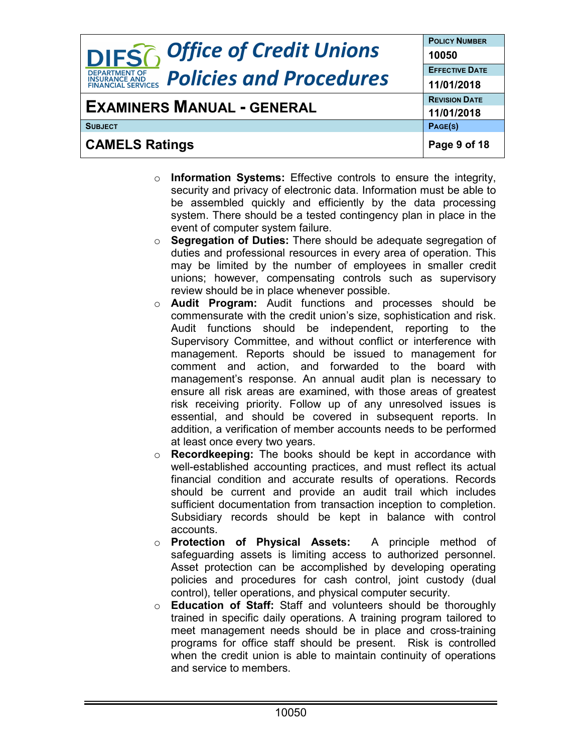- **Information Systems:** Effective controls to ensure the integrity, security and privacy of electronic data. Information must be able to be assembled quickly and efficiently by the data processing system. There should be a tested contingency plan in place in the event of computer system failure.
- **Segregation of Duties:** There should be adequate segregation of duties and professional resources in every area of operation. This may be limited by the number of employees in smaller credit unions; however, compensating controls such as supervisory review should be in place whenever possible.
- **Audit Program:** Audit functions and processes should be commensurate with the credit union's size, sophistication and risk. Audit functions should be independent, reporting to the Supervisory Committee, and without conflict or interference with management. Reports should be issued to management for comment and action, and forwarded to the board with management's response. An annual audit plan is necessary to ensure all risk areas are examined, with those areas of greatest risk receiving priority. Follow up of any unresolved issues is essential, and should be covered in subsequent reports. In addition, a verification of member accounts needs to be performed at least once every two years.
- **Recordkeeping:** The books should be kept in accordance with well-established accounting practices, and must reflect its actual financial condition and accurate results of operations. Records should be current and provide an audit trail which includes sufficient documentation from transaction inception to completion. Subsidiary records should be kept in balance with control accounts.
- **Protection of Physical Assets:** A principle method of safeguarding assets is limiting access to authorized personnel. Asset protection can be accomplished by developing operating policies and procedures for cash control, joint custody (dual control), teller operations, and physical computer security.
- **Education of Staff:** Staff and volunteers should be thoroughly trained in specific daily operations. A training program tailored to meet management needs should be in place and cross-training programs for office staff should be present. Risk is controlled when the credit union is able to maintain continuity of operations and service to members.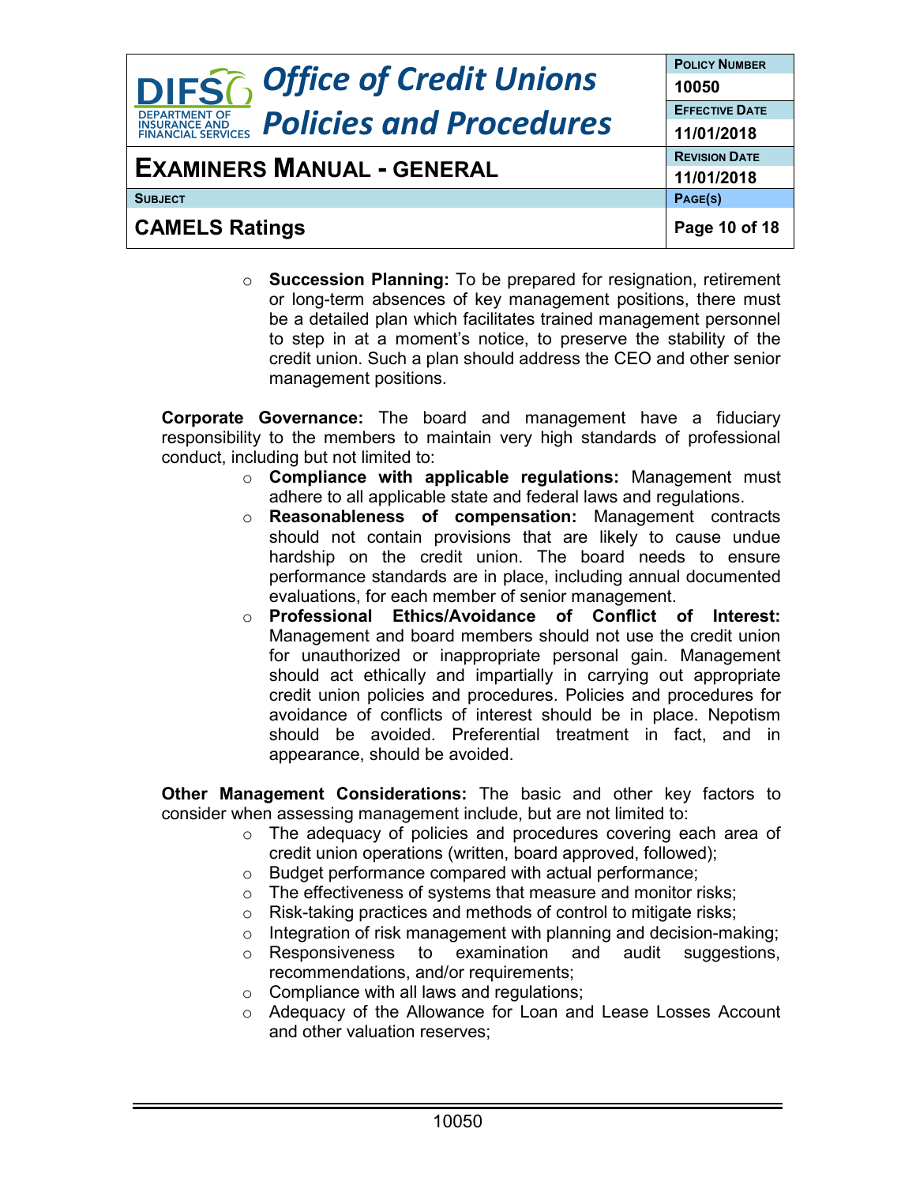- **Succession Planning:** To be prepared for resignation, retirement or long-term absences of key management positions, there must be a detailed plan which facilitates trained management personnel to step in at a moment's notice, to preserve the stability of the credit union. Such a plan should address the CEO and other senior management positions.

**Corporate Governance:** The board and management have a fiduciary responsibility to the members to maintain very high standards of professional conduct, including but not limited to:

- **Compliance with applicable regulations:** Management must adhere to all applicable state and federal laws and regulations.
- **Reasonableness of compensation:** Management contracts should not contain provisions that are likely to cause undue hardship on the credit union. The board needs to ensure performance standards are in place, including annual documented evaluations, for each member of senior management.
- **Professional Ethics/Avoidance of Conflict of Interest:** Management and board members should not use the credit union for unauthorized or inappropriate personal gain. Management should act ethically and impartially in carrying out appropriate credit union policies and procedures. Policies and procedures for avoidance of conflicts of interest should be in place. Nepotism should be avoided. Preferential treatment in fact, and in appearance, should be avoided.

**Other Management Considerations:** The basic and other key factors to consider when assessing management include, but are not limited to:

- The adequacy of policies and procedures covering each area of credit union operations (written, board approved, followed);
- Budget performance compared with actual performance;
- The effectiveness of systems that measure and monitor risks;
- Risk-taking practices and methods of control to mitigate risks;
- Integration of risk management with planning and decision-making;
- Responsiveness to examination and audit suggestions, recommendations, and/or requirements;
- Compliance with all laws and regulations;
- Adequacy of the Allowance for Loan and Lease Losses Account and other valuation reserves;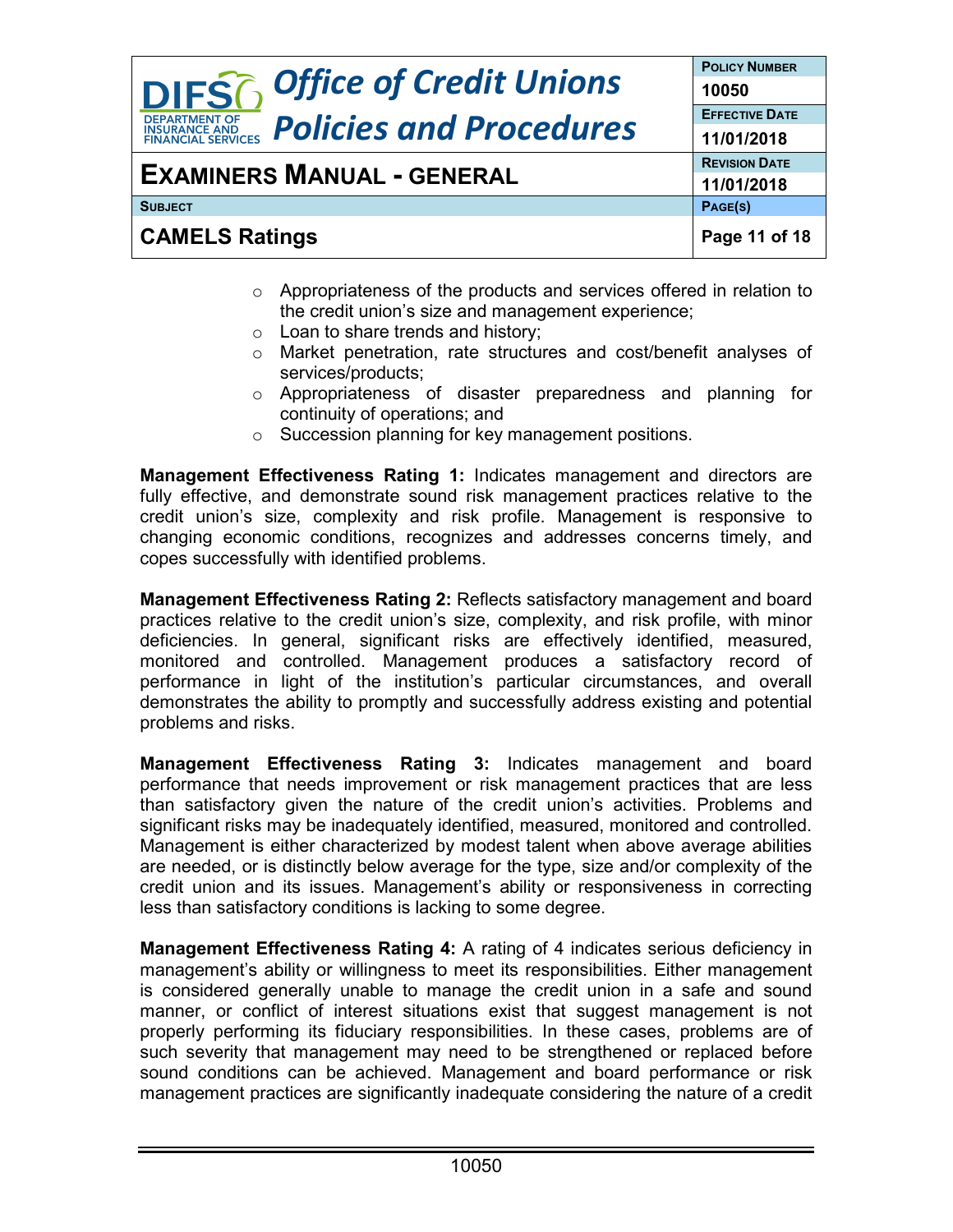- Appropriateness of the products and services offered in relation to the credit union's size and management experience;
- Loan to share trends and history;
- Market penetration, rate structures and cost/benefit analyses of services/products;
- Appropriateness of disaster preparedness and planning for continuity of operations; and
- Succession planning for key management positions.

**Management Effectiveness Rating 1:** Indicates management and directors are fully effective, and demonstrate sound risk management practices relative to the credit union's size, complexity and risk profile. Management is responsive to changing economic conditions, recognizes and addresses concerns timely, and copes successfully with identified problems.

**Management Effectiveness Rating 2:** Reflects satisfactory management and board practices relative to the credit union's size, complexity, and risk profile, with minor deficiencies. In general, significant risks are effectively identified, measured, monitored and controlled. Management produces a satisfactory record of performance in light of the institution's particular circumstances, and overall demonstrates the ability to promptly and successfully address existing and potential problems and risks.

**Management Effectiveness Rating 3:** Indicates management and board performance that needs improvement or risk management practices that are less than satisfactory given the nature of the credit union's activities. Problems and significant risks may be inadequately identified, measured, monitored and controlled. Management is either characterized by modest talent when above average abilities are needed, or is distinctly below average for the type, size and/or complexity of the credit union and its issues. Management's ability or responsiveness in correcting less than satisfactory conditions is lacking to some degree.

**Management Effectiveness Rating 4:** A rating of 4 indicates serious deficiency in management's ability or willingness to meet its responsibilities. Either management is considered generally unable to manage the credit union in a safe and sound manner, or conflict of interest situations exist that suggest management is not properly performing its fiduciary responsibilities. In these cases, problems are of such severity that management may need to be strengthened or replaced before sound conditions can be achieved. Management and board performance or risk management practices are significantly inadequate considering the nature of a credit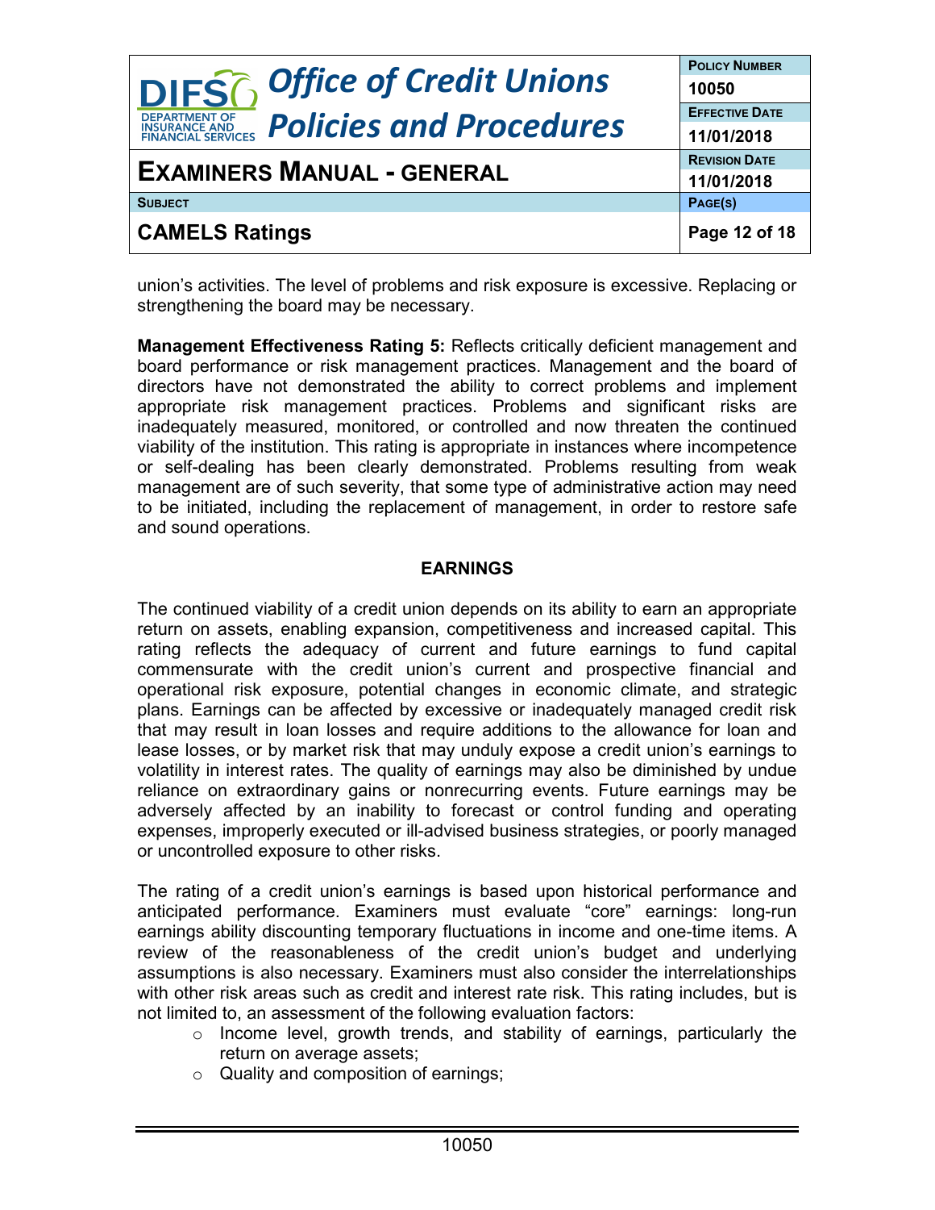union's activities. The level of problems and risk exposure is excessive. Replacing or strengthening the board may be necessary.

**Management Effectiveness Rating 5:** Reflects critically deficient management and board performance or risk management practices. Management and the board of directors have not demonstrated the ability to correct problems and implement appropriate risk management practices. Problems and significant risks are inadequately measured, monitored, or controlled and now threaten the continued viability of the institution. This rating is appropriate in instances where incompetence or self-dealing has been clearly demonstrated. Problems resulting from weak management are of such severity, that some type of administrative action may need to be initiated, including the replacement of management, in order to restore safe and sound operations.

## EARNINGS

The continued viability of a credit union depends on its ability to earn an appropriate return on assets, enabling expansion, competitiveness and increased capital. This rating reflects the adequacy of current and future earnings to fund capital commensurate with the credit union's current and prospective financial and operational risk exposure, potential changes in economic climate, and strategic plans. Earnings can be affected by excessive or inadequately managed credit risk that may result in loan losses and require additions to the allowance for loan and lease losses, or by market risk that may unduly expose a credit union's earnings to volatility in interest rates. The quality of earnings may also be diminished by undue reliance on extraordinary gains or nonrecurring events. Future earnings may be adversely affected by an inability to forecast or control funding and operating expenses, improperly executed or ill-advised business strategies, or poorly managed or uncontrolled exposure to other risks.

The rating of a credit union's earnings is based upon historical performance and anticipated performance. Examiners must evaluate "core" earnings: long-run earnings ability discounting temporary fluctuations in income and one-time items. A review of the reasonableness of the credit union's budget and underlying assumptions is also necessary. Examiners must also consider the interrelationships with other risk areas such as credit and interest rate risk. This rating includes, but is not limited to, an assessment of the following evaluation factors:

- Income level, growth trends, and stability of earnings, particularly the return on average assets;
- Quality and composition of earnings;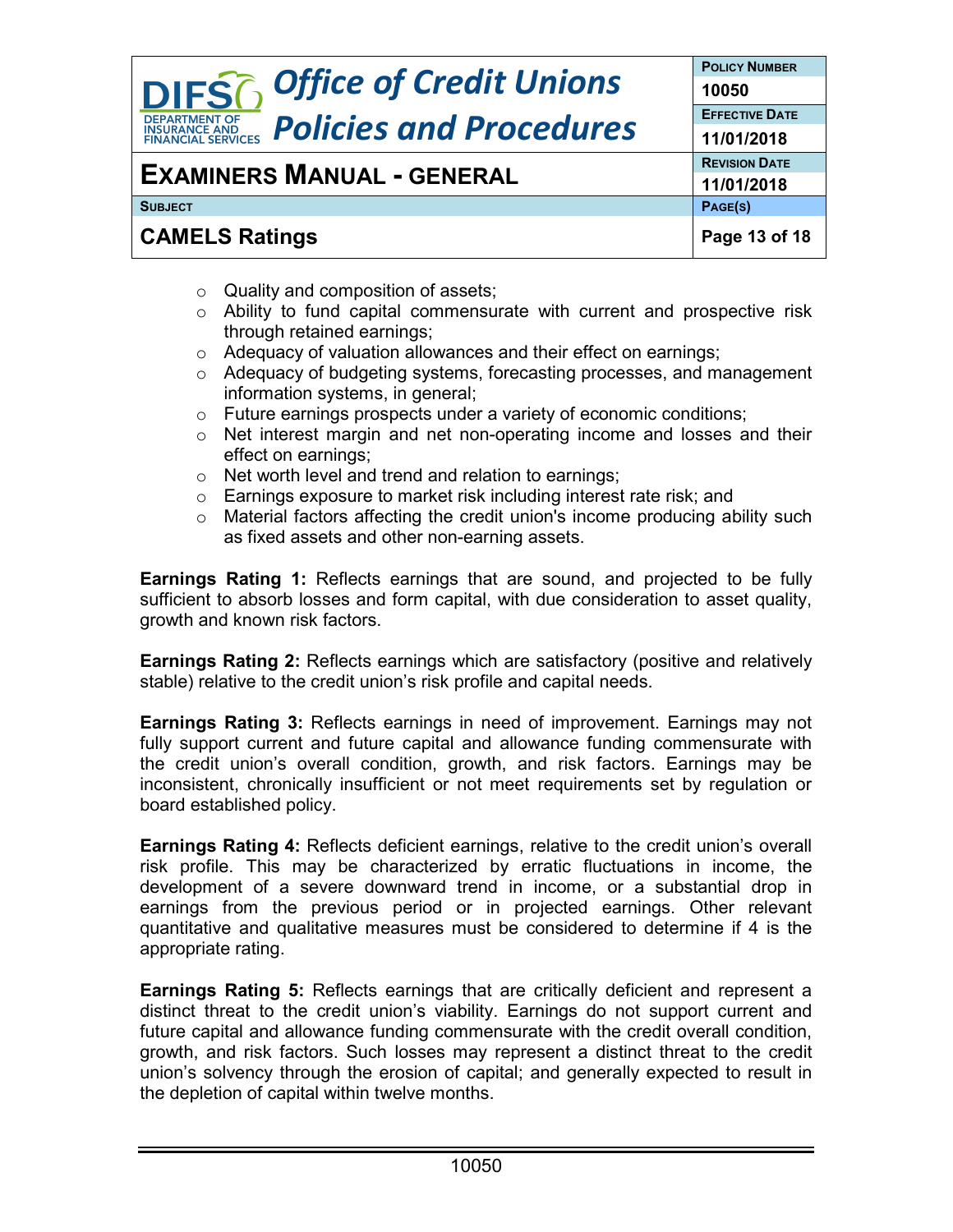- Quality and composition of assets;
- Ability to fund capital commensurate with current and prospective risk through retained earnings;
- Adequacy of valuation allowances and their effect on earnings;
- Adequacy of budgeting systems, forecasting processes, and management information systems, in general;
- Future earnings prospects under a variety of economic conditions;
- Net interest margin and net non-operating income and losses and their effect on earnings;
- Net worth level and trend and relation to earnings;
- Earnings exposure to market risk including interest rate risk; and
- Material factors affecting the credit union's income producing ability such as fixed assets and other non-earning assets.

**Earnings Rating 1:** Reflects earnings that are sound, and projected to be fully sufficient to absorb losses and form capital, with due consideration to asset quality, growth and known risk factors.

**Earnings Rating 2:** Reflects earnings which are satisfactory (positive and relatively stable) relative to the credit union's risk profile and capital needs.

**Earnings Rating 3:** Reflects earnings in need of improvement. Earnings may not fully support current and future capital and allowance funding commensurate with the credit union's overall condition, growth, and risk factors. Earnings may be inconsistent, chronically insufficient or not meet requirements set by regulation or board established policy.

**Earnings Rating 4:** Reflects deficient earnings, relative to the credit union's overall risk profile. This may be characterized by erratic fluctuations in income, the development of a severe downward trend in income, or a substantial drop in earnings from the previous period or in projected earnings. Other relevant quantitative and qualitative measures must be considered to determine if 4 is the appropriate rating.

**Earnings Rating 5:** Reflects earnings that are critically deficient and represent a distinct threat to the credit union's viability. Earnings do not support current and future capital and allowance funding commensurate with the credit overall condition, growth, and risk factors. Such losses may represent a distinct threat to the credit union's solvency through the erosion of capital; and generally expected to result in the depletion of capital within twelve months.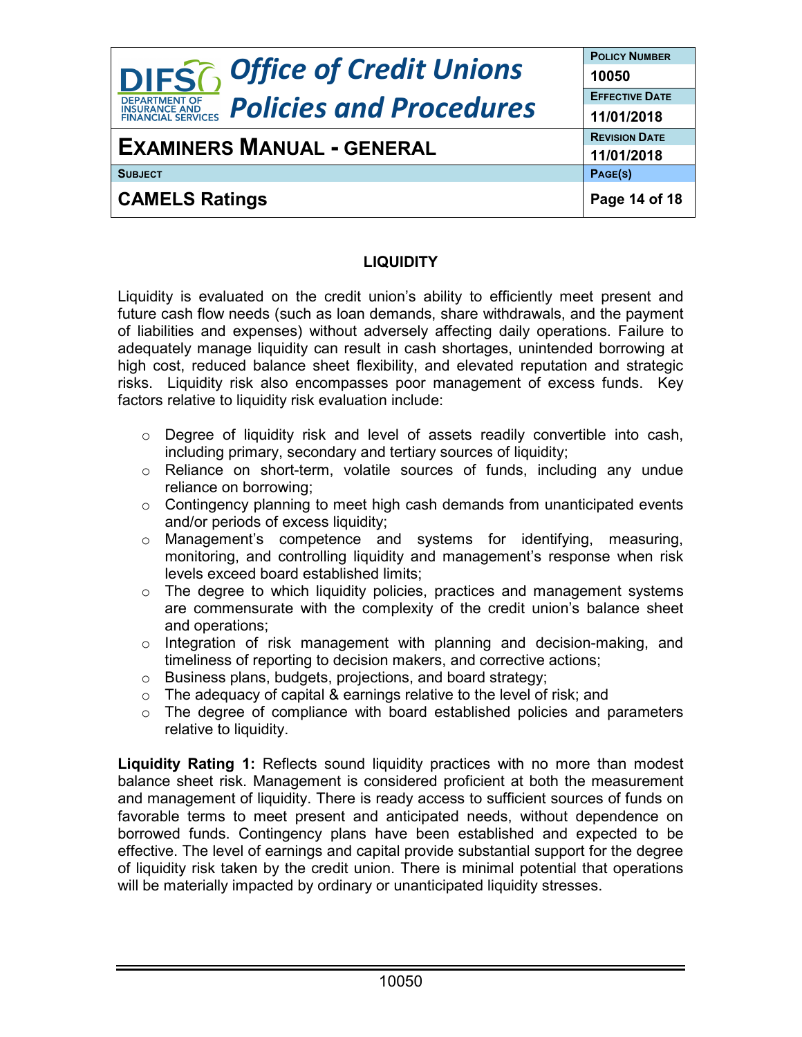## LIQUIDITY

Liquidity is evaluated on the credit union's ability to efficiently meet present and future cash flow needs (such as loan demands, share withdrawals, and the payment of liabilities and expenses) without adversely affecting daily operations. Failure to adequately manage liquidity can result in cash shortages, unintended borrowing at high cost, reduced balance sheet flexibility, and elevated reputation and strategic risks. Liquidity risk also encompasses poor management of excess funds. Key factors relative to liquidity risk evaluation include:

- Degree of liquidity risk and level of assets readily convertible into cash, including primary, secondary and tertiary sources of liquidity;
- Reliance on short-term, volatile sources of funds, including any undue reliance on borrowing;
- Contingency planning to meet high cash demands from unanticipated events and/or periods of excess liquidity;
- Management's competence and systems for identifying, measuring, monitoring, and controlling liquidity and management's response when risk levels exceed board established limits;
- The degree to which liquidity policies, practices and management systems are commensurate with the complexity of the credit union's balance sheet and operations;
- Integration of risk management with planning and decision-making, and timeliness of reporting to decision makers, and corrective actions;
- Business plans, budgets, projections, and board strategy;
- The adequacy of capital & earnings relative to the level of risk; and
- The degree of compliance with board established policies and parameters relative to liquidity.

**Liquidity Rating 1:** Reflects sound liquidity practices with no more than modest balance sheet risk. Management is considered proficient at both the measurement and management of liquidity. There is ready access to sufficient sources of funds on favorable terms to meet present and anticipated needs, without dependence on borrowed funds. Contingency plans have been established and expected to be effective. The level of earnings and capital provide substantial support for the degree of liquidity risk taken by the credit union. There is minimal potential that operations will be materially impacted by ordinary or unanticipated liquidity stresses.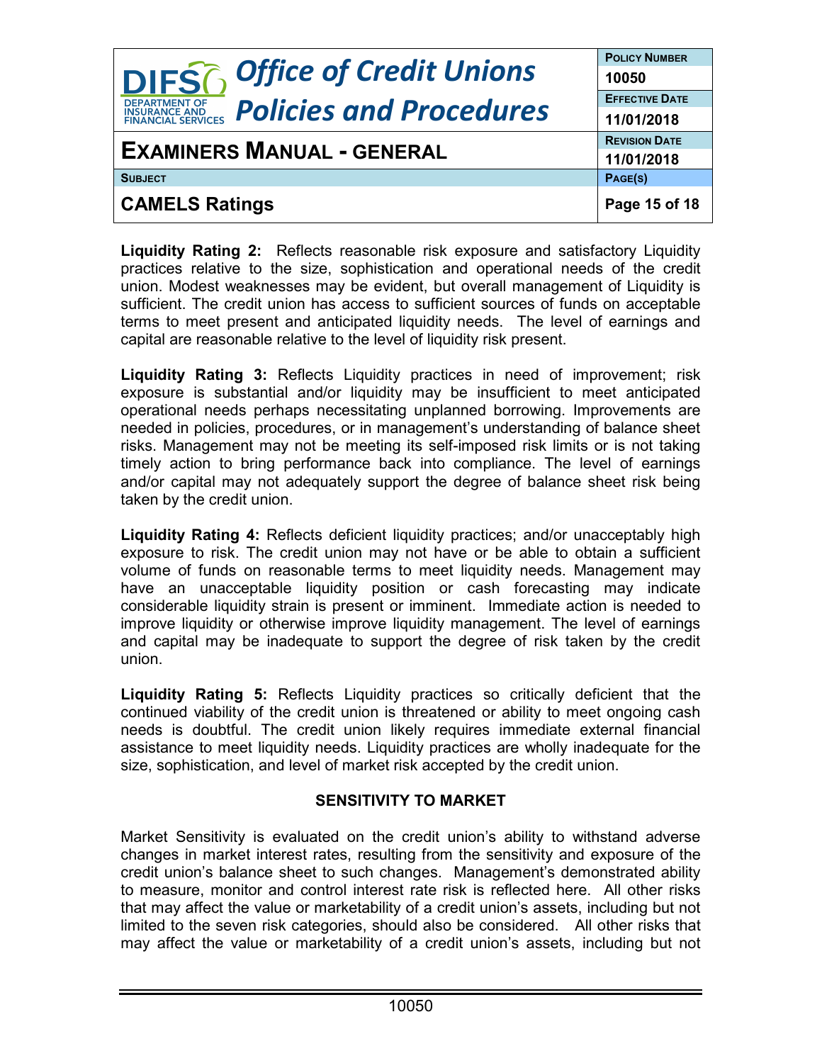**Liquidity Rating 2:** Reflects reasonable risk exposure and satisfactory Liquidity practices relative to the size, sophistication and operational needs of the credit union. Modest weaknesses may be evident, but overall management of Liquidity is sufficient. The credit union has access to sufficient sources of funds on acceptable terms to meet present and anticipated liquidity needs. The level of earnings and capital are reasonable relative to the level of liquidity risk present.

**Liquidity Rating 3:** Reflects Liquidity practices in need of improvement; risk exposure is substantial and/or liquidity may be insufficient to meet anticipated operational needs perhaps necessitating unplanned borrowing. Improvements are needed in policies, procedures, or in management's understanding of balance sheet risks. Management may not be meeting its self-imposed risk limits or is not taking timely action to bring performance back into compliance. The level of earnings and/or capital may not adequately support the degree of balance sheet risk being taken by the credit union.

**Liquidity Rating 4:** Reflects deficient liquidity practices; and/or unacceptably high exposure to risk. The credit union may not have or be able to obtain a sufficient volume of funds on reasonable terms to meet liquidity needs. Management may have an unacceptable liquidity position or cash forecasting may indicate considerable liquidity strain is present or imminent. Immediate action is needed to improve liquidity or otherwise improve liquidity management. The level of earnings and capital may be inadequate to support the degree of risk taken by the credit union.

**Liquidity Rating 5:** Reflects Liquidity practices so critically deficient that the continued viability of the credit union is threatened or ability to meet ongoing cash needs is doubtful. The credit union likely requires immediate external financial assistance to meet liquidity needs. Liquidity practices are wholly inadequate for the size, sophistication, and level of market risk accepted by the credit union.

## SENSITIVITY TO MARKET

Market Sensitivity is evaluated on the credit union's ability to withstand adverse changes in market interest rates, resulting from the sensitivity and exposure of the credit union's balance sheet to such changes. Management's demonstrated ability to measure, monitor and control interest rate risk is reflected here. All other risks that may affect the value or marketability of a credit union's assets, including but not limited to the seven risk categories, should also be considered. All other risks that may affect the value or marketability of a credit union's assets, including but not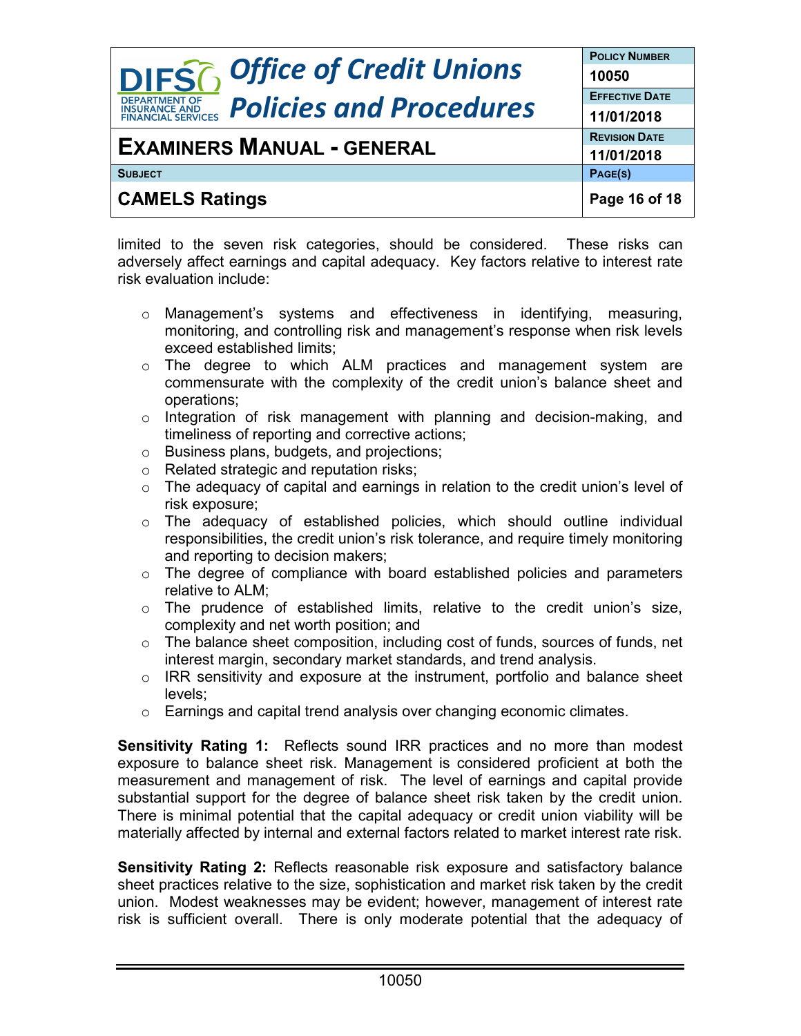limited to the seven risk categories, should be considered. These risks can adversely affect earnings and capital adequacy. Key factors relative to interest rate risk evaluation include:

- Management's systems and effectiveness in identifying, measuring, monitoring, and controlling risk and management's response when risk levels exceed established limits;
- The degree to which ALM practices and management system are commensurate with the complexity of the credit union's balance sheet and operations;
- Integration of risk management with planning and decision-making, and timeliness of reporting and corrective actions;
- Business plans, budgets, and projections;
- Related strategic and reputation risks;
- The adequacy of capital and earnings in relation to the credit union's level of risk exposure;
- The adequacy of established policies, which should outline individual responsibilities, the credit union's risk tolerance, and require timely monitoring and reporting to decision makers;
- The degree of compliance with board established policies and parameters relative to ALM;
- The prudence of established limits, relative to the credit union's size, complexity and net worth position; and
- The balance sheet composition, including cost of funds, sources of funds, net interest margin, secondary market standards, and trend analysis.
- IRR sensitivity and exposure at the instrument, portfolio and balance sheet levels;
- Earnings and capital trend analysis over changing economic climates.

**Sensitivity Rating 1:** Reflects sound IRR practices and no more than modest exposure to balance sheet risk. Management is considered proficient at both the measurement and management of risk. The level of earnings and capital provide substantial support for the degree of balance sheet risk taken by the credit union. There is minimal potential that the capital adequacy or credit union viability will be materially affected by internal and external factors related to market interest rate risk.

**Sensitivity Rating 2:** Reflects reasonable risk exposure and satisfactory balance sheet practices relative to the size, sophistication and market risk taken by the credit union. Modest weaknesses may be evident; however, management of interest rate risk is sufficient overall. There is only moderate potential that the adequacy of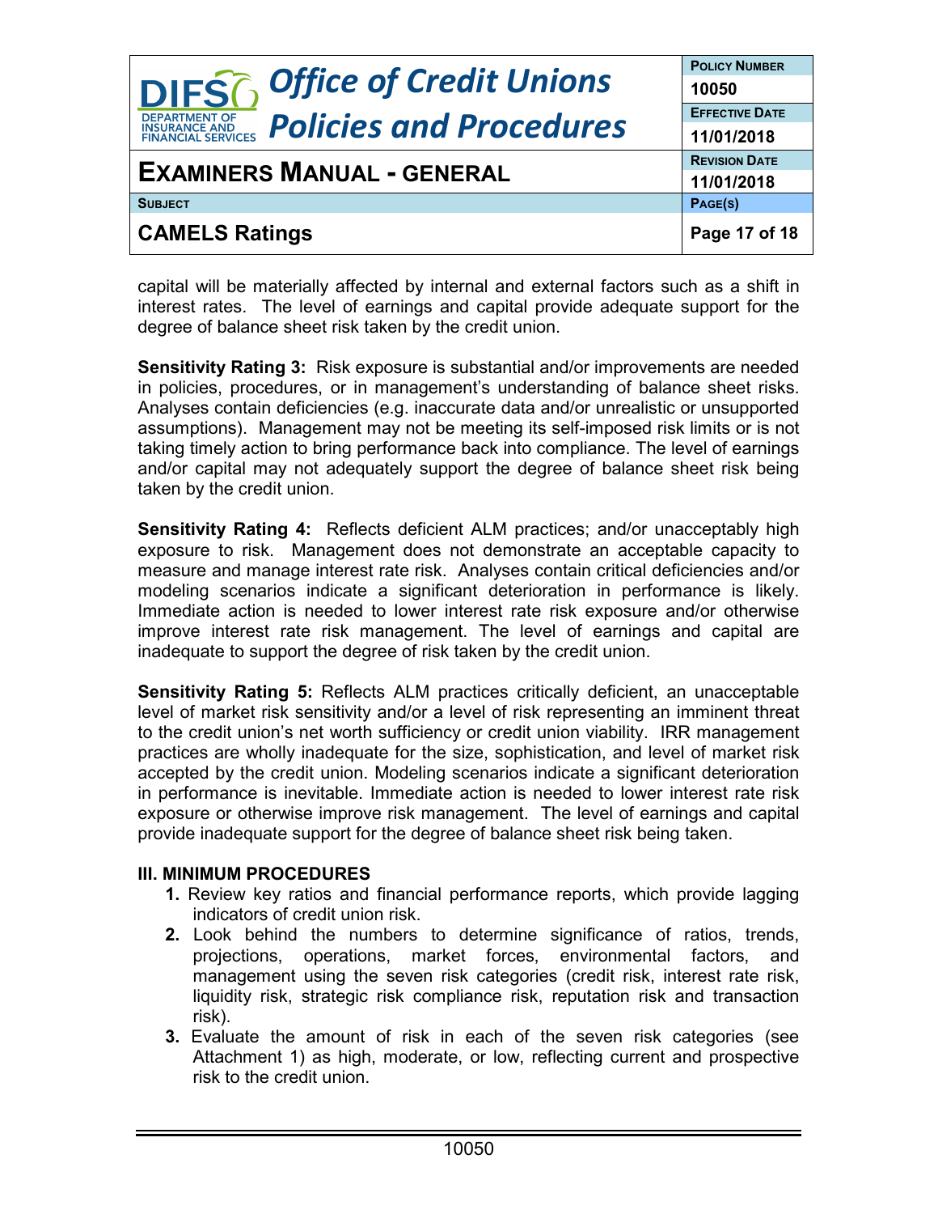capital will be materially affected by internal and external factors such as a shift in interest rates. The level of earnings and capital provide adequate support for the degree of balance sheet risk taken by the credit union.

**Sensitivity Rating 3:** Risk exposure is substantial and/or improvements are needed in policies, procedures, or in management's understanding of balance sheet risks. Analyses contain deficiencies (e.g. inaccurate data and/or unrealistic or unsupported assumptions). Management may not be meeting its self-imposed risk limits or is not taking timely action to bring performance back into compliance. The level of earnings and/or capital may not adequately support the degree of balance sheet risk being taken by the credit union.

**Sensitivity Rating 4:** Reflects deficient ALM practices; and/or unacceptably high exposure to risk. Management does not demonstrate an acceptable capacity to measure and manage interest rate risk. Analyses contain critical deficiencies and/or modeling scenarios indicate a significant deterioration in performance is likely. Immediate action is needed to lower interest rate risk exposure and/or otherwise improve interest rate risk management. The level of earnings and capital are inadequate to support the degree of risk taken by the credit union.

**Sensitivity Rating 5:** Reflects ALM practices critically deficient, an unacceptable level of market risk sensitivity and/or a level of risk representing an imminent threat to the credit union's net worth sufficiency or credit union viability. IRR management practices are wholly inadequate for the size, sophistication, and level of market risk accepted by the credit union. Modeling scenarios indicate a significant deterioration in performance is inevitable. Immediate action is needed to lower interest rate risk exposure or otherwise improve risk management. The level of earnings and capital provide inadequate support for the degree of balance sheet risk being taken.

**III. MINIMUM PROCEDURES**

1. Review key ratios and financial performance reports, which provide lagging indicators of credit union risk.
2. Look behind the numbers to determine significance of ratios, trends, projections, operations, market forces, environmental factors, and management using the seven risk categories (credit risk, interest rate risk, liquidity risk, strategic risk compliance risk, reputation risk and transaction risk).
3. Evaluate the amount of risk in each of the seven risk categories (see Attachment 1) as high, moderate, or low, reflecting current and prospective risk to the credit union.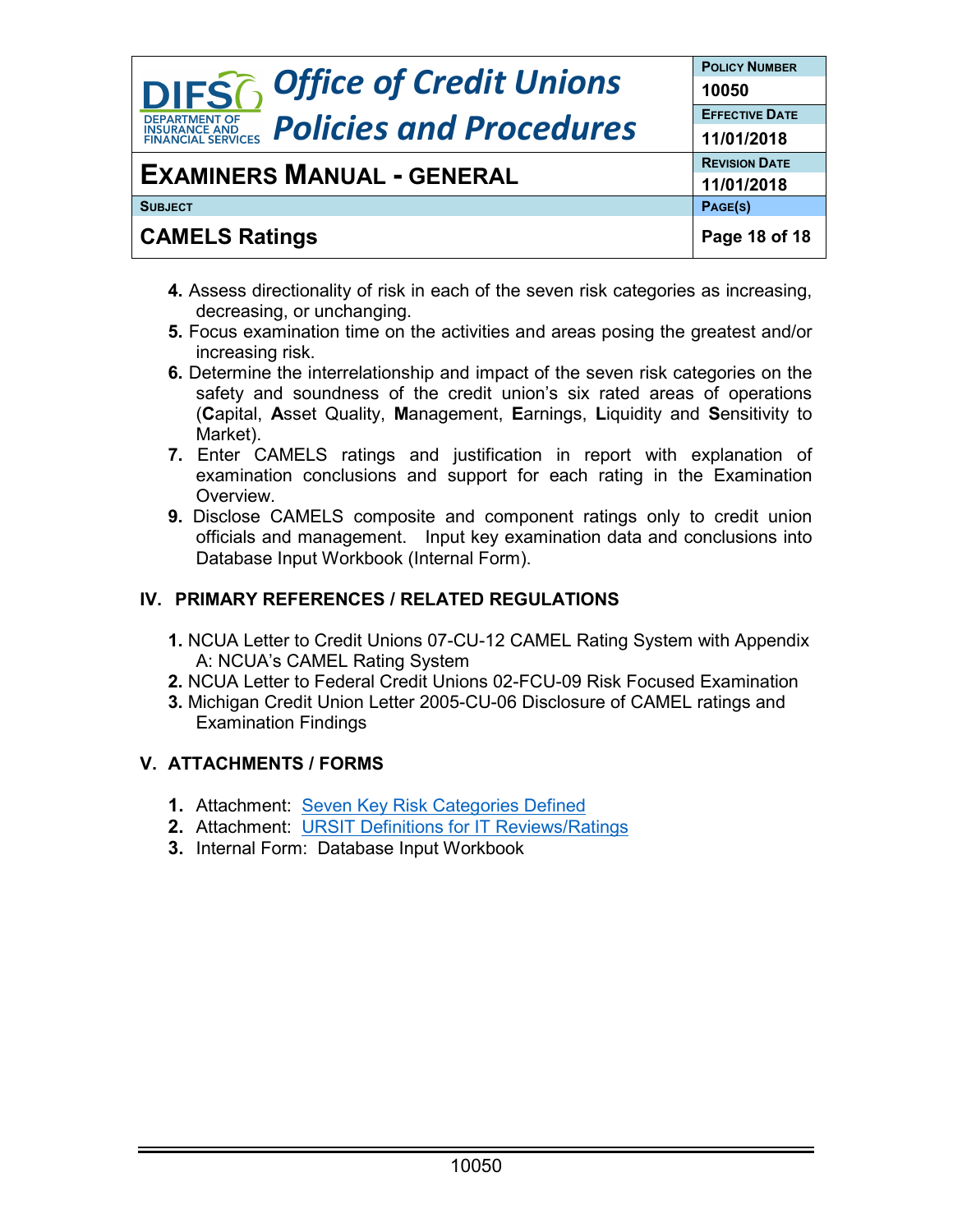4. Assess directionality of risk in each of the seven risk categories as increasing, decreasing, or unchanging.
5. Focus examination time on the activities and areas posing the greatest and/or increasing risk.
6. Determine the interrelationship and impact of the seven risk categories on the safety and soundness of the credit union's six rated areas of operations (**C**apital, **A**sset Quality, **M**anagement, **E**arnings, **L**iquidity and **S**ensitivity to Market).
7. Enter CAMELS ratings and justification in report with explanation of examination conclusions and support for each rating in the Examination Overview.
9. Disclose CAMELS composite and component ratings only to credit union officials and management. Input key examination data and conclusions into Database Input Workbook (Internal Form).

## IV. PRIMARY REFERENCES / RELATED REGULATIONS

1. NCUA Letter to Credit Unions 07-CU-12 CAMEL Rating System with Appendix A: NCUA's CAMEL Rating System
2. NCUA Letter to Federal Credit Unions 02-FCU-09 Risk Focused Examination
3. Michigan Credit Union Letter 2005-CU-06 Disclosure of CAMEL ratings and Examination Findings

## V. ATTACHMENTS / FORMS

1. Attachment: Seven Key Risk Categories Defined
2. Attachment: URSIT Definitions for IT Reviews/Ratings
3. Internal Form: Database Input Workbook